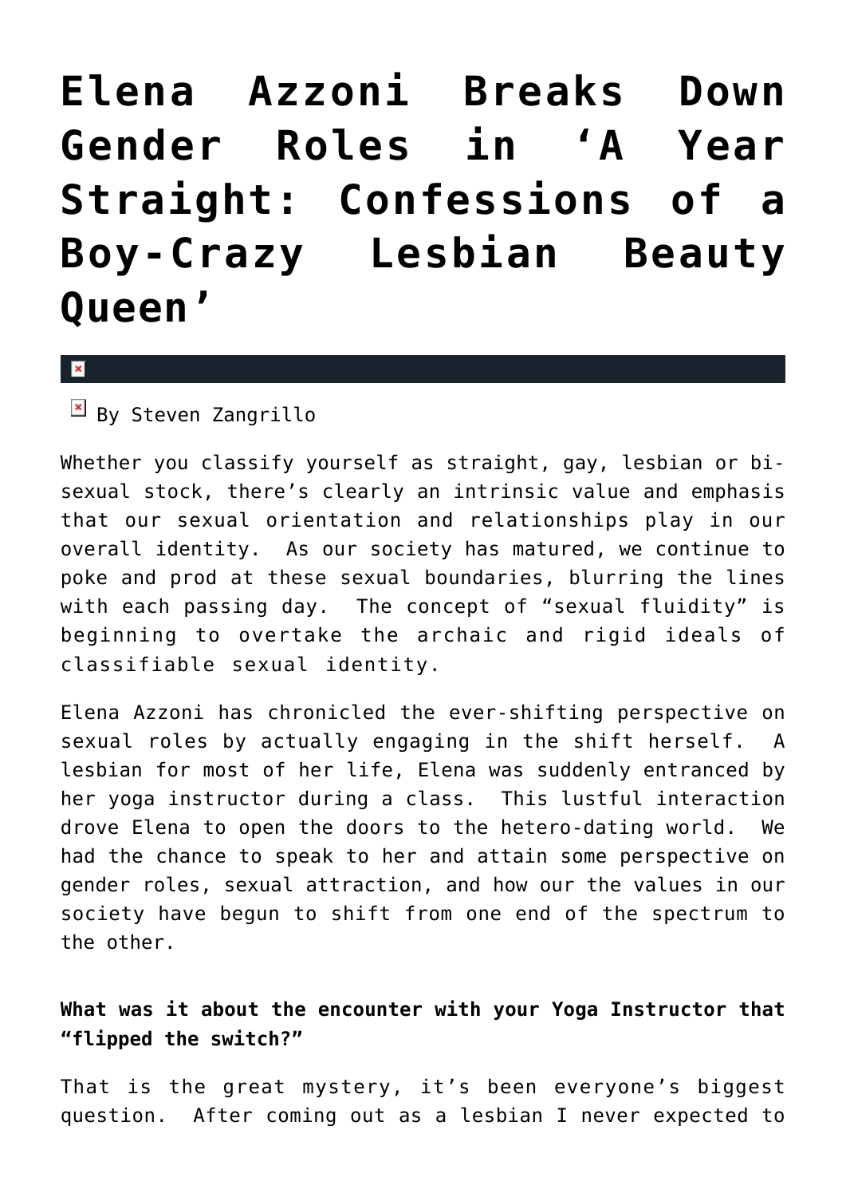# Elena Azzoni Breaks Down Gender Roles in 'A Year Straight: Confessions of a Boy-Crazy Lesbian Beauty Queen'

By Steven Zangrillo

Whether you classify yourself as straight, gay, lesbian or bi-sexual stock, there's clearly an intrinsic value and emphasis that our sexual orientation and relationships play in our overall identity. As our society has matured, we continue to poke and prod at these sexual boundaries, blurring the lines with each passing day. The concept of "sexual fluidity" is beginning to overtake the archaic and rigid ideals of classifiable sexual identity.

Elena Azzoni has chronicled the ever-shifting perspective on sexual roles by actually engaging in the shift herself. A lesbian for most of her life, Elena was suddenly entranced by her yoga instructor during a class. This lustful interaction drove Elena to open the doors to the hetero-dating world. We had the chance to speak to her and attain some perspective on gender roles, sexual attraction, and how our the values in our society have begun to shift from one end of the spectrum to the other.

**What was it about the encounter with your Yoga Instructor that "flipped the switch?"**

That is the great mystery, it's been everyone's biggest question. After coming out as a lesbian I never expected to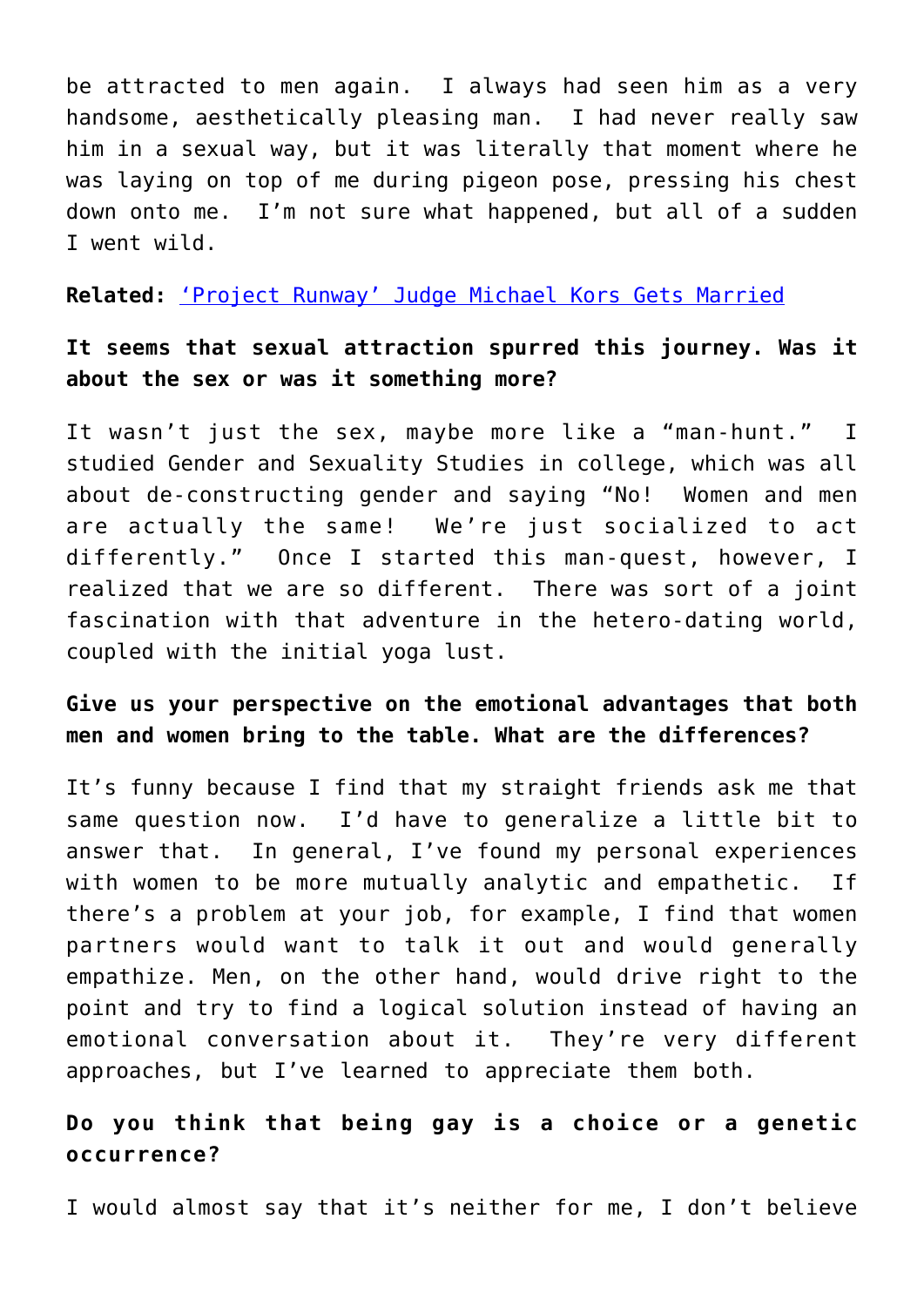be attracted to men again. I always had seen him as a very handsome, aesthetically pleasing man. I had never really saw him in a sexual way, but it was literally that moment where he was laying on top of me during pigeon pose, pressing his chest down onto me. I'm not sure what happened, but all of a sudden I went wild.

**Related:** ['Project Runway' Judge Michael Kors Gets Married]()

**It seems that sexual attraction spurred this journey. Was it about the sex or was it something more?**

It wasn't just the sex, maybe more like a "man-hunt." I studied Gender and Sexuality Studies in college, which was all about de-constructing gender and saying "No! Women and men are actually the same! We're just socialized to act differently." Once I started this man-quest, however, I realized that we are so different. There was sort of a joint fascination with that adventure in the hetero-dating world, coupled with the initial yoga lust.

**Give us your perspective on the emotional advantages that both men and women bring to the table. What are the differences?**

It's funny because I find that my straight friends ask me that same question now. I'd have to generalize a little bit to answer that. In general, I've found my personal experiences with women to be more mutually analytic and empathetic. If there's a problem at your job, for example, I find that women partners would want to talk it out and would generally empathize. Men, on the other hand, would drive right to the point and try to find a logical solution instead of having an emotional conversation about it. They're very different approaches, but I've learned to appreciate them both.

**Do you think that being gay is a choice or a genetic occurrence?**

I would almost say that it's neither for me, I don't believe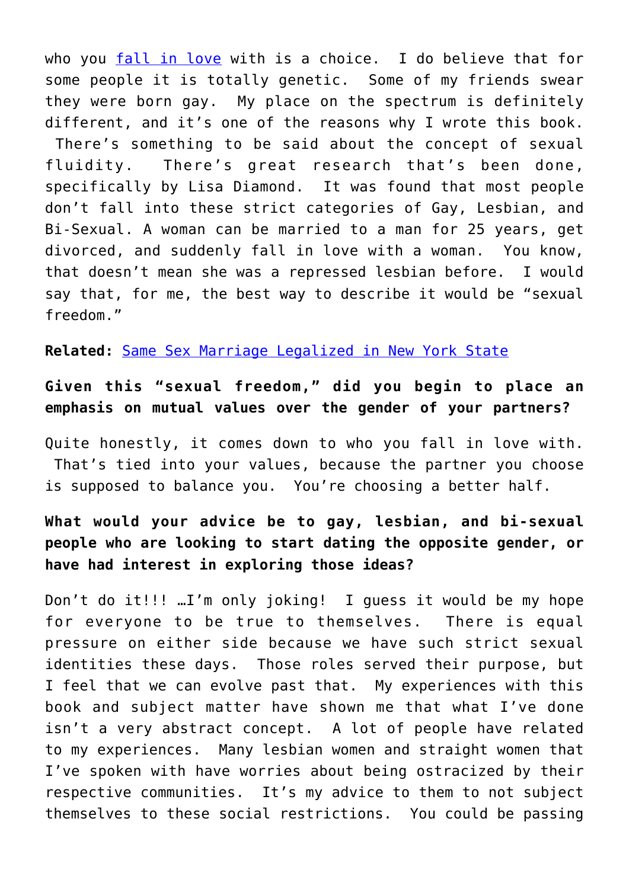who you [fall in love](#) with is a choice. I do believe that for some people it is totally genetic. Some of my friends swear they were born gay. My place on the spectrum is definitely different, and it's one of the reasons why I wrote this book. There's something to be said about the concept of sexual fluidity. There's great research that's been done, specifically by Lisa Diamond. It was found that most people don't fall into these strict categories of Gay, Lesbian, and Bi-Sexual. A woman can be married to a man for 25 years, get divorced, and suddenly fall in love with a woman. You know, that doesn't mean she was a repressed lesbian before. I would say that, for me, the best way to describe it would be "sexual freedom."

**Related:** [Same Sex Marriage Legalized in New York State](#)

**Given this "sexual freedom," did you begin to place an emphasis on mutual values over the gender of your partners?**

Quite honestly, it comes down to who you fall in love with. That's tied into your values, because the partner you choose is supposed to balance you. You're choosing a better half.

**What would your advice be to gay, lesbian, and bi-sexual people who are looking to start dating the opposite gender, or have had interest in exploring those ideas?**

Don't do it!!! …I'm only joking! I guess it would be my hope for everyone to be true to themselves. There is equal pressure on either side because we have such strict sexual identities these days. Those roles served their purpose, but I feel that we can evolve past that. My experiences with this book and subject matter have shown me that what I've done isn't a very abstract concept. A lot of people have related to my experiences. Many lesbian women and straight women that I've spoken with have worries about being ostracized by their respective communities. It's my advice to them to not subject themselves to these social restrictions. You could be passing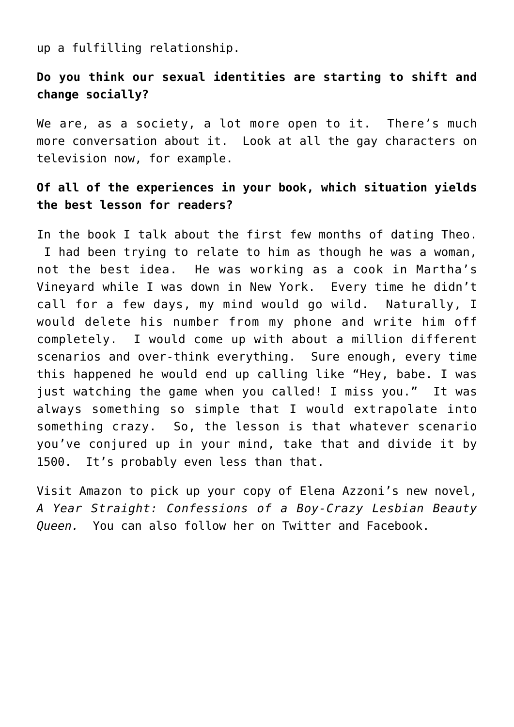up a fulfilling relationship.

**Do you think our sexual identities are starting to shift and change socially?**

We are, as a society, a lot more open to it.  There's much more conversation about it.  Look at all the gay characters on television now, for example.

**Of all of the experiences in your book, which situation yields the best lesson for readers?**

In the book I talk about the first few months of dating Theo.  I had been trying to relate to him as though he was a woman, not the best idea.  He was working as a cook in Martha's Vineyard while I was down in New York.  Every time he didn't call for a few days, my mind would go wild.  Naturally, I would delete his number from my phone and write him off completely.  I would come up with about a million different scenarios and over-think everything.  Sure enough, every time this happened he would end up calling like "Hey, babe. I was just watching the game when you called! I miss you."  It was always something so simple that I would extrapolate into something crazy.  So, the lesson is that whatever scenario you've conjured up in your mind, take that and divide it by 1500.  It's probably even less than that.

Visit Amazon to pick up your copy of Elena Azzoni's new novel, *A Year Straight: Confessions of a Boy-Crazy Lesbian Beauty Queen.*  You can also follow her on Twitter and Facebook.